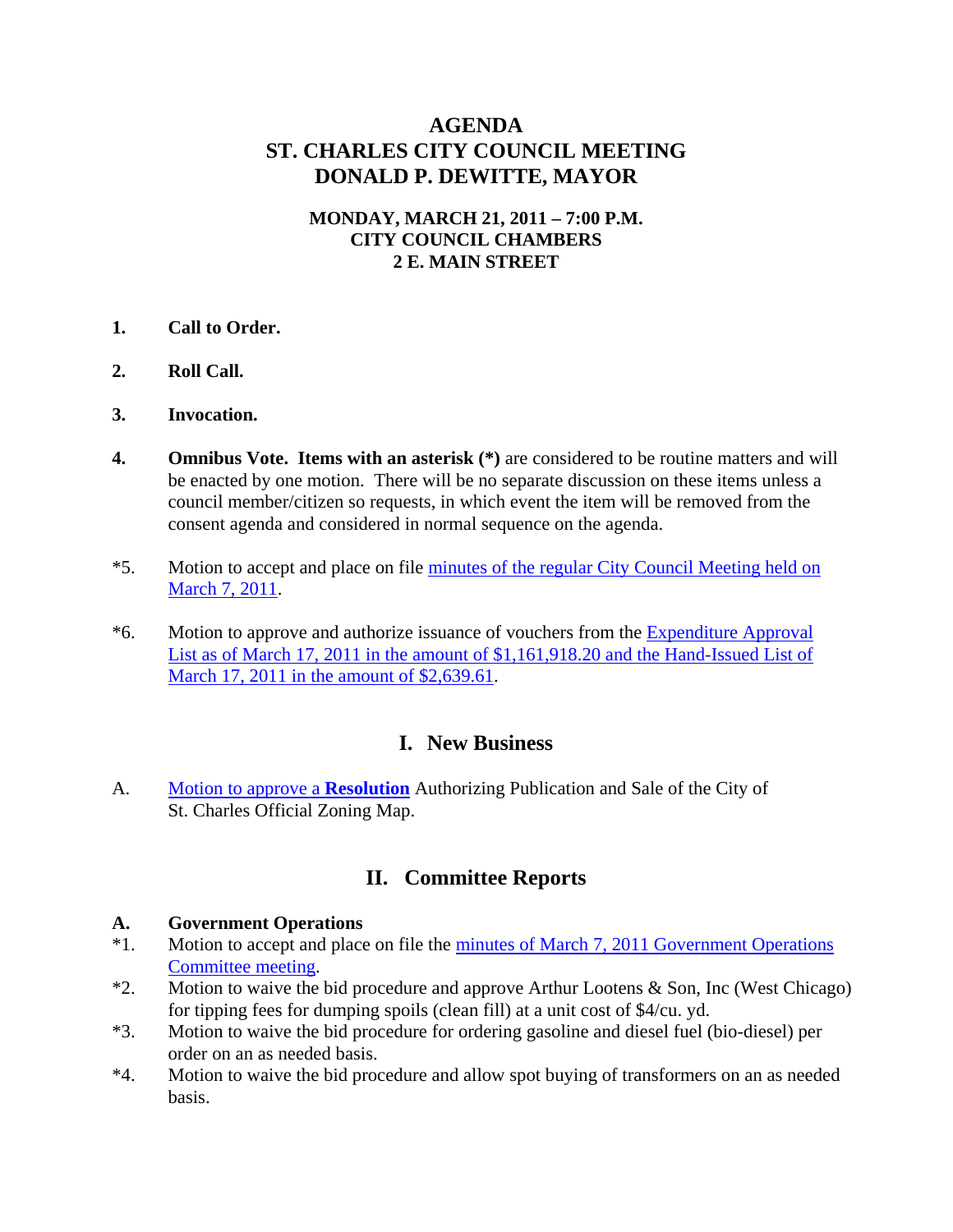# AGENDA
# ST. CHARLES CITY COUNCIL MEETING
# DONALD P. DEWITTE, MAYOR

**MONDAY, MARCH 21, 2011 – 7:00 P.M.**
**CITY COUNCIL CHAMBERS**
**2 E. MAIN STREET**

**1.** **Call to Order.**

**2.** **Roll Call.**

**3.** **Invocation.**

**4.** **Omnibus Vote. Items with an asterisk (*)** are considered to be routine matters and will be enacted by one motion. There will be no separate discussion on these items unless a council member/citizen so requests, in which event the item will be removed from the consent agenda and considered in normal sequence on the agenda.

*5. Motion to accept and place on file minutes of the regular City Council Meeting held on March 7, 2011.

*6. Motion to approve and authorize issuance of vouchers from the Expenditure Approval List as of March 17, 2011 in the amount of $1,161,918.20 and the Hand-Issued List of March 17, 2011 in the amount of $2,639.61.

## I. New Business

A. Motion to approve a **Resolution** Authorizing Publication and Sale of the City of St. Charles Official Zoning Map.

## II. Committee Reports

**A.** **Government Operations**

*1. Motion to accept and place on file the minutes of March 7, 2011 Government Operations Committee meeting.

*2. Motion to waive the bid procedure and approve Arthur Lootens & Son, Inc (West Chicago) for tipping fees for dumping spoils (clean fill) at a unit cost of $4/cu. yd.

*3. Motion to waive the bid procedure for ordering gasoline and diesel fuel (bio-diesel) per order on an as needed basis.

*4. Motion to waive the bid procedure and allow spot buying of transformers on an as needed basis.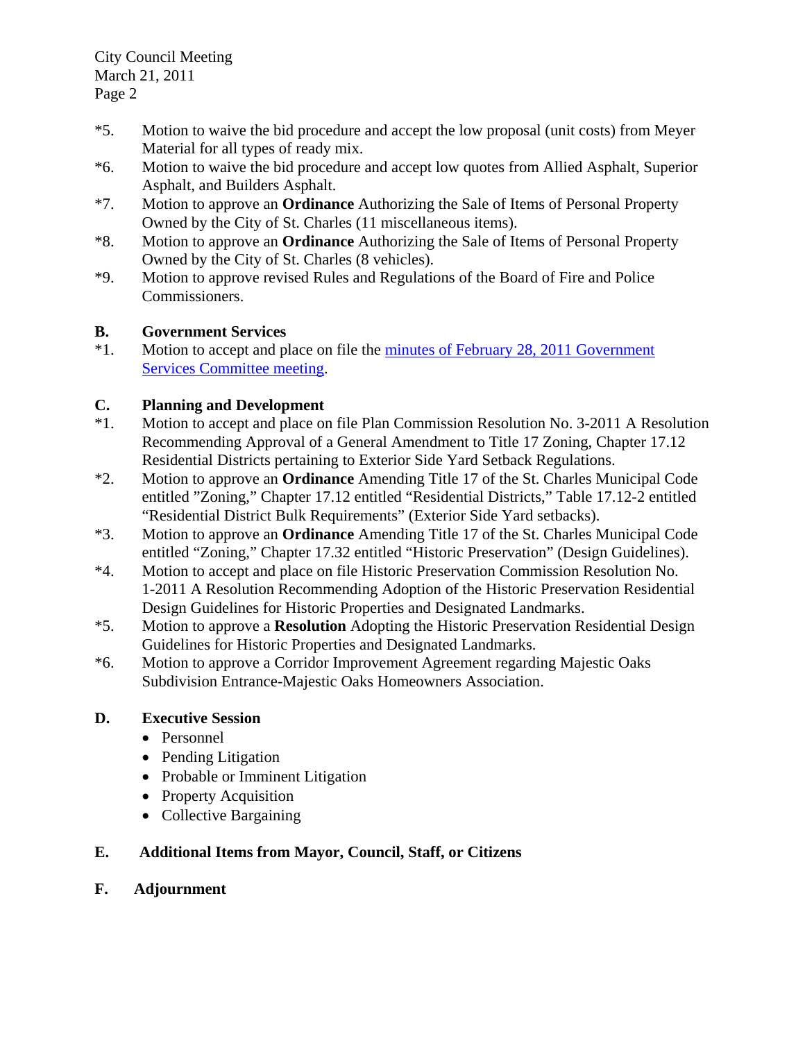*5. Motion to waive the bid procedure and accept the low proposal (unit costs) from Meyer Material for all types of ready mix.

*6. Motion to waive the bid procedure and accept low quotes from Allied Asphalt, Superior Asphalt, and Builders Asphalt.

*7. Motion to approve an **Ordinance** Authorizing the Sale of Items of Personal Property Owned by the City of St. Charles (11 miscellaneous items).

*8. Motion to approve an **Ordinance** Authorizing the Sale of Items of Personal Property Owned by the City of St. Charles (8 vehicles).

*9. Motion to approve revised Rules and Regulations of the Board of Fire and Police Commissioners.

**B. Government Services**

*1. Motion to accept and place on file the minutes of February 28, 2011 Government Services Committee meeting.

**C. Planning and Development**

*1. Motion to accept and place on file Plan Commission Resolution No. 3-2011 A Resolution Recommending Approval of a General Amendment to Title 17 Zoning, Chapter 17.12 Residential Districts pertaining to Exterior Side Yard Setback Regulations.

*2. Motion to approve an **Ordinance** Amending Title 17 of the St. Charles Municipal Code entitled "Zoning," Chapter 17.12 entitled "Residential Districts," Table 17.12-2 entitled "Residential District Bulk Requirements" (Exterior Side Yard setbacks).

*3. Motion to approve an **Ordinance** Amending Title 17 of the St. Charles Municipal Code entitled "Zoning," Chapter 17.32 entitled "Historic Preservation" (Design Guidelines).

*4. Motion to accept and place on file Historic Preservation Commission Resolution No. 1-2011 A Resolution Recommending Adoption of the Historic Preservation Residential Design Guidelines for Historic Properties and Designated Landmarks.

*5. Motion to approve a **Resolution** Adopting the Historic Preservation Residential Design Guidelines for Historic Properties and Designated Landmarks.

*6. Motion to approve a Corridor Improvement Agreement regarding Majestic Oaks Subdivision Entrance-Majestic Oaks Homeowners Association.

**D. Executive Session**

- Personnel
- Pending Litigation
- Probable or Imminent Litigation
- Property Acquisition
- Collective Bargaining

**E. Additional Items from Mayor, Council, Staff, or Citizens**

**F. Adjournment**